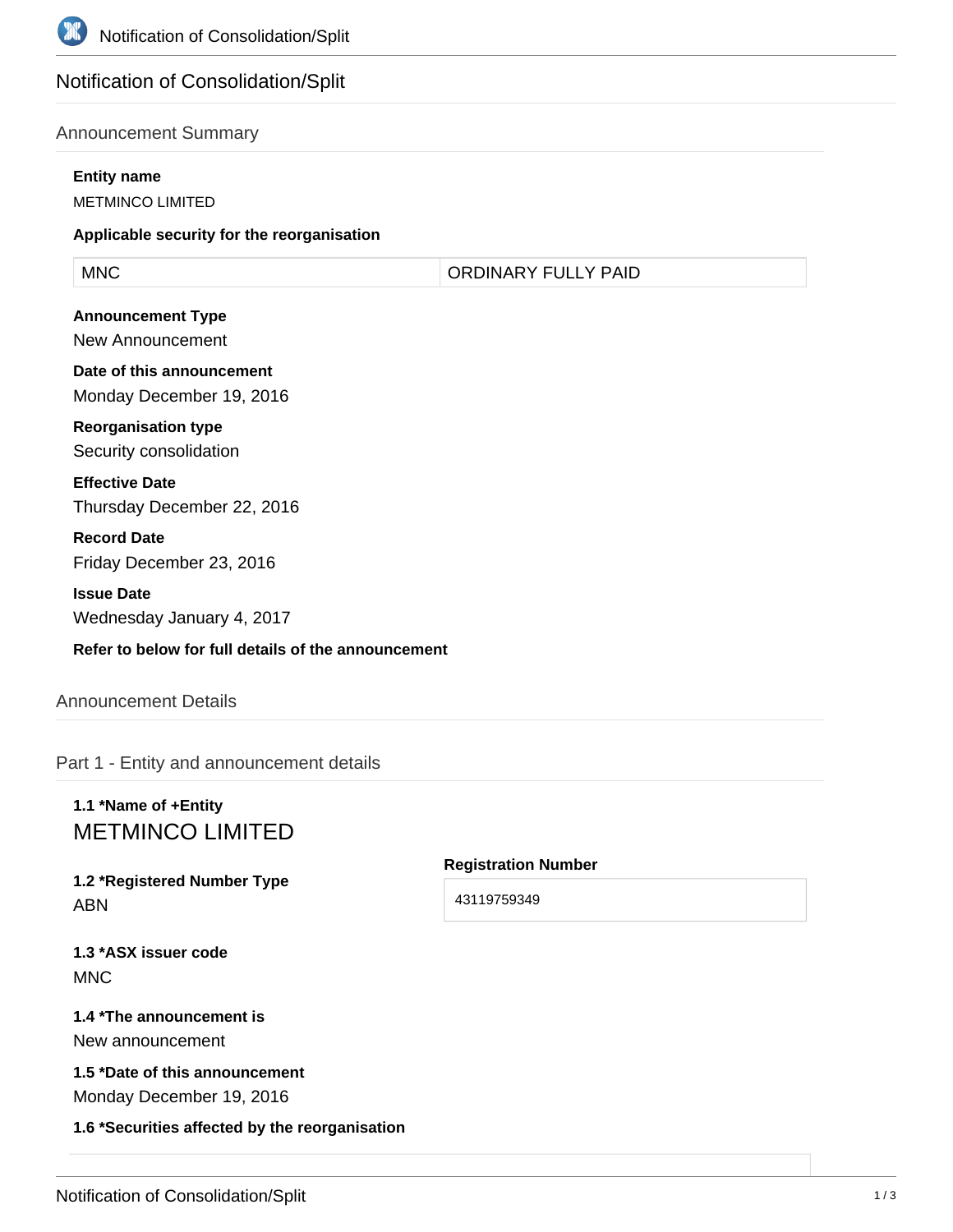# Notification of Consolidation/Split

## Announcement Summary

**Entity name**

METMINCO LIMITED

**Applicable security for the reorganisation**

| MNC | ORDINARY FULLY PAID |
|---|---|

**Announcement Type**

New Announcement

**Date of this announcement**

Monday December 19, 2016

**Reorganisation type**

Security consolidation

**Effective Date**

Thursday December 22, 2016

**Record Date**

Friday December 23, 2016

**Issue Date**

Wednesday January 4, 2017

**Refer to below for full details of the announcement**

## Announcement Details

### Part 1 - Entity and announcement details

**1.1 *Name of +Entity**

METMINCO LIMITED

**1.2 *Registered Number Type**

ABN

**Registration Number**

43119759349

**1.3 *ASX issuer code**

MNC

**1.4 *The announcement is**

New announcement

**1.5 *Date of this announcement**

Monday December 19, 2016

**1.6 *Securities affected by the reorganisation**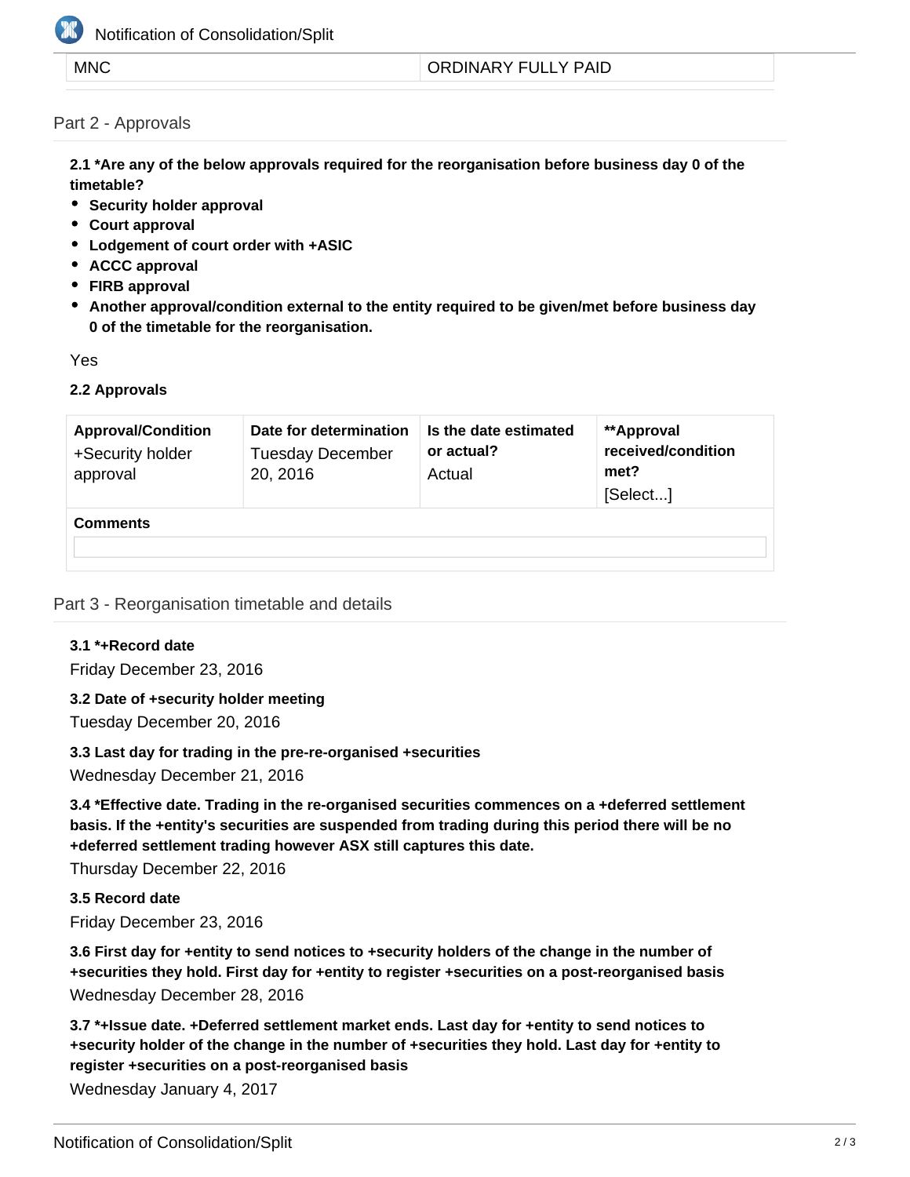| MNC | ORDINARY FULLY PAID |
| --- | --- |

## Part 2 - Approvals

**2.1 *Are any of the below approvals required for the reorganisation before business day 0 of the timetable?**

- **Security holder approval**
- **Court approval**
- **Lodgement of court order with +ASIC**
- **ACCC approval**
- **FIRB approval**
- **Another approval/condition external to the entity required to be given/met before business day 0 of the timetable for the reorganisation.**

Yes

**2.2 Approvals**

| Approval/Condition | Date for determination | Is the date estimated or actual? | **Approval received/condition met? |
| --- | --- | --- | --- |
| +Security holder approval | Tuesday December 20, 2016 | Actual | [Select...] |

**Comments**

## Part 3 - Reorganisation timetable and details

**3.1 *+Record date**

Friday December 23, 2016

**3.2 Date of +security holder meeting**

Tuesday December 20, 2016

**3.3 Last day for trading in the pre-re-organised +securities**

Wednesday December 21, 2016

**3.4 *Effective date. Trading in the re-organised securities commences on a +deferred settlement basis. If the +entity's securities are suspended from trading during this period there will be no +deferred settlement trading however ASX still captures this date.**

Thursday December 22, 2016

**3.5 Record date**

Friday December 23, 2016

**3.6 First day for +entity to send notices to +security holders of the change in the number of +securities they hold. First day for +entity to register +securities on a post-reorganised basis**

Wednesday December 28, 2016

**3.7 *+Issue date. +Deferred settlement market ends. Last day for +entity to send notices to +security holder of the change in the number of +securities they hold. Last day for +entity to register +securities on a post-reorganised basis**

Wednesday January 4, 2017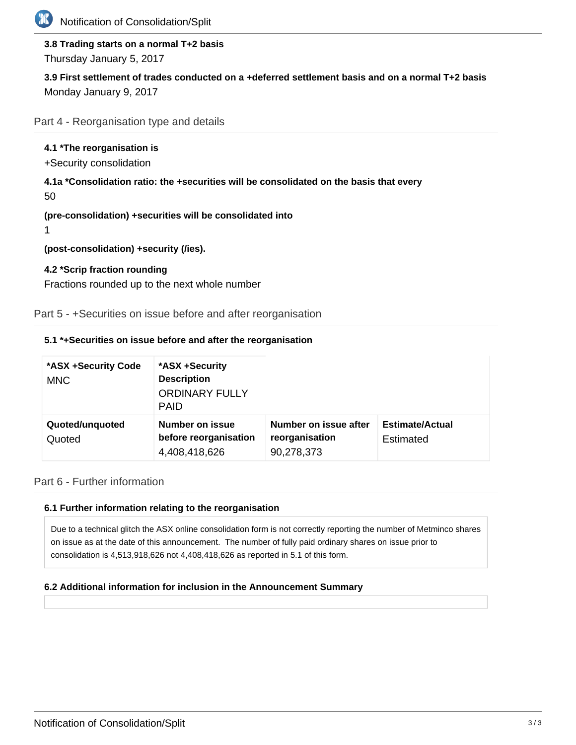**3.8 Trading starts on a normal T+2 basis**

Thursday January 5, 2017

**3.9 First settlement of trades conducted on a +deferred settlement basis and on a normal T+2 basis**

Monday January 9, 2017

## Part 4 - Reorganisation type and details

**4.1 *The reorganisation is**

+Security consolidation

**4.1a *Consolidation ratio: the +securities will be consolidated on the basis that every**

50

**(pre-consolidation) +securities will be consolidated into**

1

**(post-consolidation) +security (/ies).**

**4.2 *Scrip fraction rounding**

Fractions rounded up to the next whole number

## Part 5 - +Securities on issue before and after reorganisation

**5.1 *+Securities on issue before and after the reorganisation**

| | | | |
|---|---|---|---|
| **\*ASX +Security Code** MNC | **\*ASX +Security Description** ORDINARY FULLY PAID | | |
| **Quoted/unquoted** Quoted | **Number on issue before reorganisation** 4,408,418,626 | **Number on issue after reorganisation** 90,278,373 | **Estimate/Actual** Estimated |

## Part 6 - Further information

**6.1 Further information relating to the reorganisation**

Due to a technical glitch the ASX online consolidation form is not correctly reporting the number of Metminco shares on issue as at the date of this announcement. The number of fully paid ordinary shares on issue prior to consolidation is 4,513,918,626 not 4,408,418,626 as reported in 5.1 of this form.

**6.2 Additional information for inclusion in the Announcement Summary**